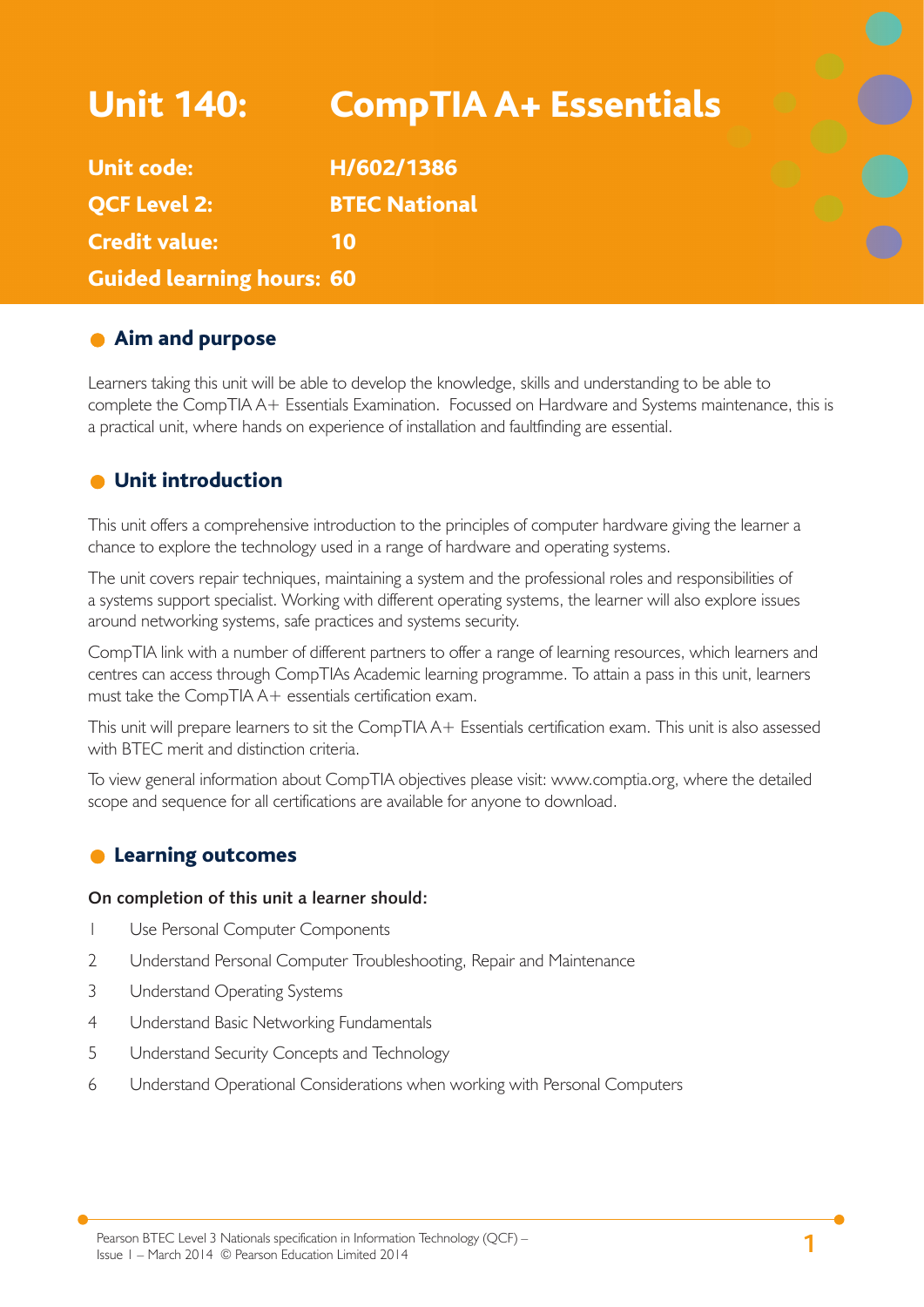# Unit 140: CompTIA A+ Essentials

**Unit code:** H/602/1386

**QCF Level 2:** BTEC National

**Credit value:** 10

**Guided learning hours:** 60

## Aim and purpose

Learners taking this unit will be able to develop the knowledge, skills and understanding to be able to complete the CompTIA A+ Essentials Examination. Focussed on Hardware and Systems maintenance, this is a practical unit, where hands on experience of installation and faultfinding are essential.

## Unit introduction

This unit offers a comprehensive introduction to the principles of computer hardware giving the learner a chance to explore the technology used in a range of hardware and operating systems.

The unit covers repair techniques, maintaining a system and the professional roles and responsibilities of a systems support specialist. Working with different operating systems, the learner will also explore issues around networking systems, safe practices and systems security.

CompTIA link with a number of different partners to offer a range of learning resources, which learners and centres can access through CompTIAs Academic learning programme. To attain a pass in this unit, learners must take the CompTIA A+ essentials certification exam.

This unit will prepare learners to sit the CompTIA A+ Essentials certification exam. This unit is also assessed with BTEC merit and distinction criteria.

To view general information about CompTIA objectives please visit: www.comptia.org, where the detailed scope and sequence for all certifications are available for anyone to download.

## Learning outcomes

**On completion of this unit a learner should:**

1. Use Personal Computer Components
2. Understand Personal Computer Troubleshooting, Repair and Maintenance
3. Understand Operating Systems
4. Understand Basic Networking Fundamentals
5. Understand Security Concepts and Technology
6. Understand Operational Considerations when working with Personal Computers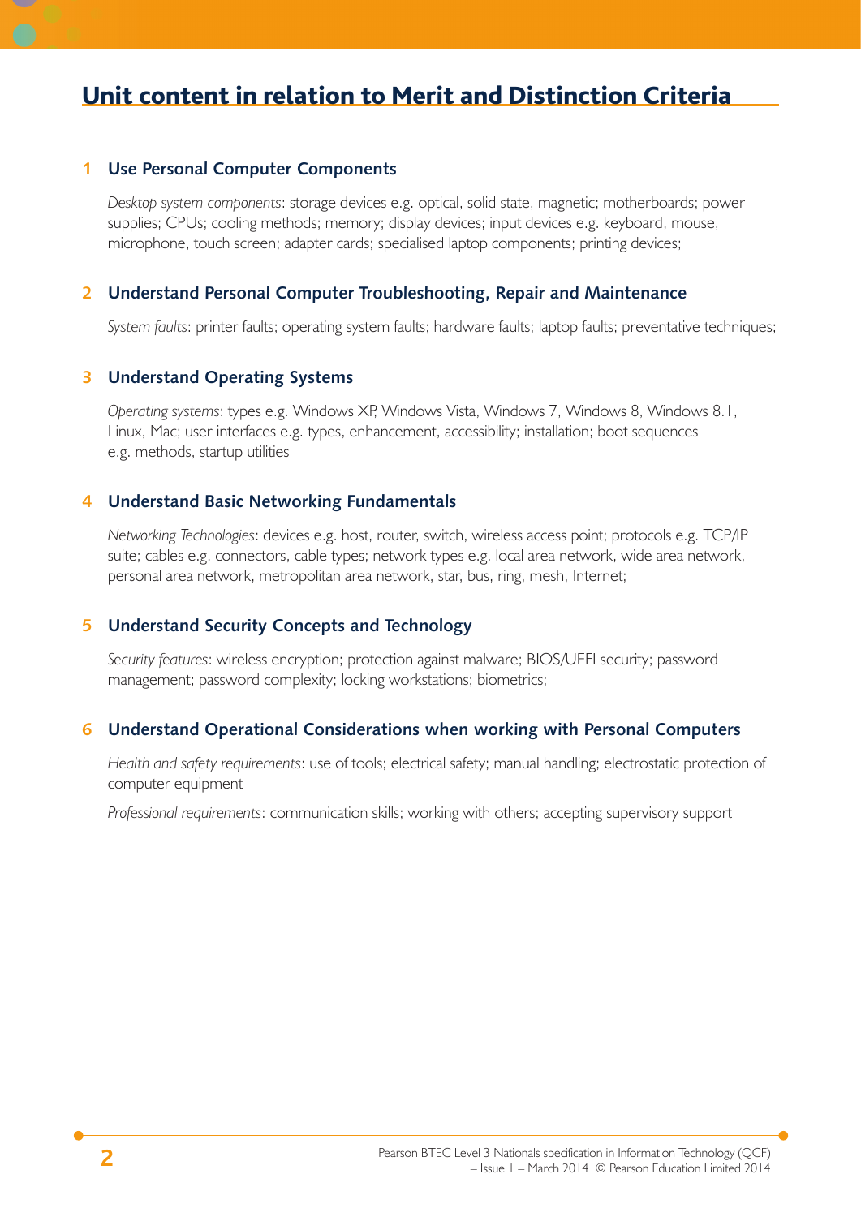# Unit content in relation to Merit and Distinction Criteria

## 1 Use Personal Computer Components

*Desktop system components*: storage devices e.g. optical, solid state, magnetic; motherboards; power supplies; CPUs; cooling methods; memory; display devices; input devices e.g. keyboard, mouse, microphone, touch screen; adapter cards; specialised laptop components; printing devices;

## 2 Understand Personal Computer Troubleshooting, Repair and Maintenance

*System faults*: printer faults; operating system faults; hardware faults; laptop faults; preventative techniques;

## 3 Understand Operating Systems

*Operating systems*: types e.g. Windows XP, Windows Vista, Windows 7, Windows 8, Windows 8.1, Linux, Mac; user interfaces e.g. types, enhancement, accessibility; installation; boot sequences e.g. methods, startup utilities

## 4 Understand Basic Networking Fundamentals

*Networking Technologies*: devices e.g. host, router, switch, wireless access point; protocols e.g. TCP/IP suite; cables e.g. connectors, cable types; network types e.g. local area network, wide area network, personal area network, metropolitan area network, star, bus, ring, mesh, Internet;

## 5 Understand Security Concepts and Technology

*Security features*: wireless encryption; protection against malware; BIOS/UEFI security; password management; password complexity; locking workstations; biometrics;

## 6 Understand Operational Considerations when working with Personal Computers

*Health and safety requirements*: use of tools; electrical safety; manual handling; electrostatic protection of computer equipment

*Professional requirements*: communication skills; working with others; accepting supervisory support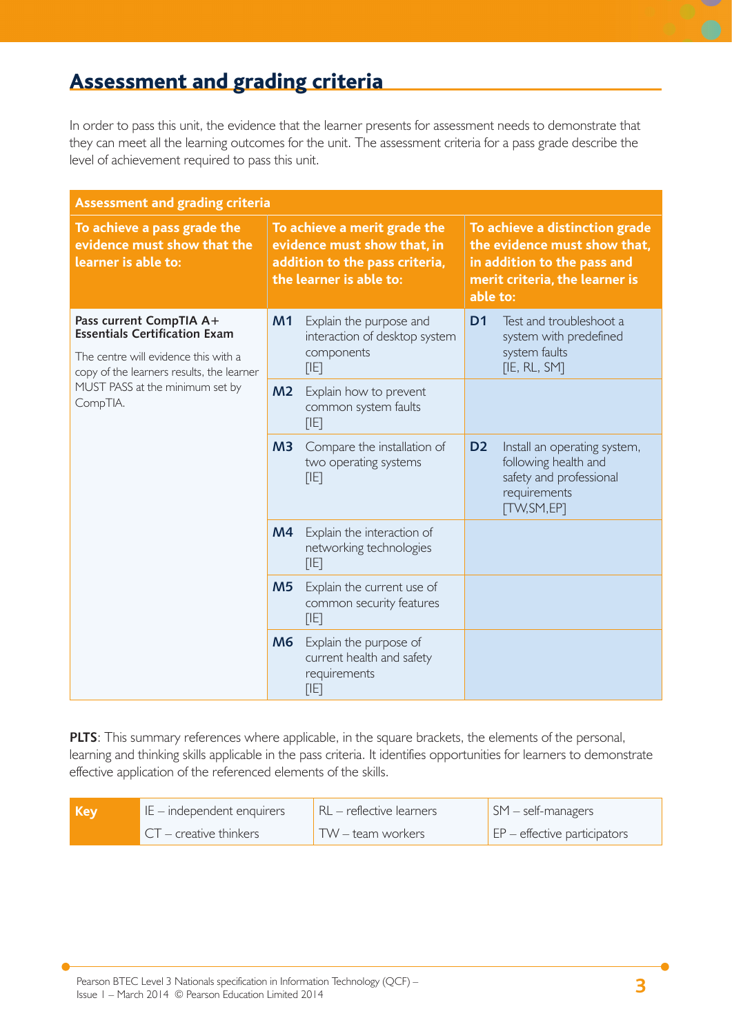## Assessment and grading criteria

In order to pass this unit, the evidence that the learner presents for assessment needs to demonstrate that they can meet all the learning outcomes for the unit. The assessment criteria for a pass grade describe the level of achievement required to pass this unit.

| Assessment and grading criteria | | | | |
|---|---|---|---|---|
| **To achieve a pass grade the evidence must show that the learner is able to:** | | **To achieve a merit grade the evidence must show that, in addition to the pass criteria, the learner is able to:** | | **To achieve a distinction grade the evidence must show that, in addition to the pass and merit criteria, the learner is able to:** |
| **Pass current CompTIA A+ Essentials Certification Exam**<br><br>The centre will evidence this with a copy of the learners results, the learner MUST PASS at the minimum set by CompTIA. | **M1** | Explain the purpose and interaction of desktop system components [IE] | **D1** | Test and troubleshoot a system with predefined system faults [IE, RL, SM] |
| | **M2** | Explain how to prevent common system faults [IE] | | |
| | **M3** | Compare the installation of two operating systems [IE] | **D2** | Install an operating system, following health and safety and professional requirements [TW,SM,EP] |
| | **M4** | Explain the interaction of networking technologies [IE] | | |
| | **M5** | Explain the current use of common security features [IE] | | |
| | **M6** | Explain the purpose of current health and safety requirements [IE] | | |

**PLTS**: This summary references where applicable, in the square brackets, the elements of the personal, learning and thinking skills applicable in the pass criteria. It identifies opportunities for learners to demonstrate effective application of the referenced elements of the skills.

| Key | IE – independent enquirers | RL – reflective learners | SM – self-managers |
|---|---|---|---|
| | CT – creative thinkers | TW – team workers | EP – effective participators |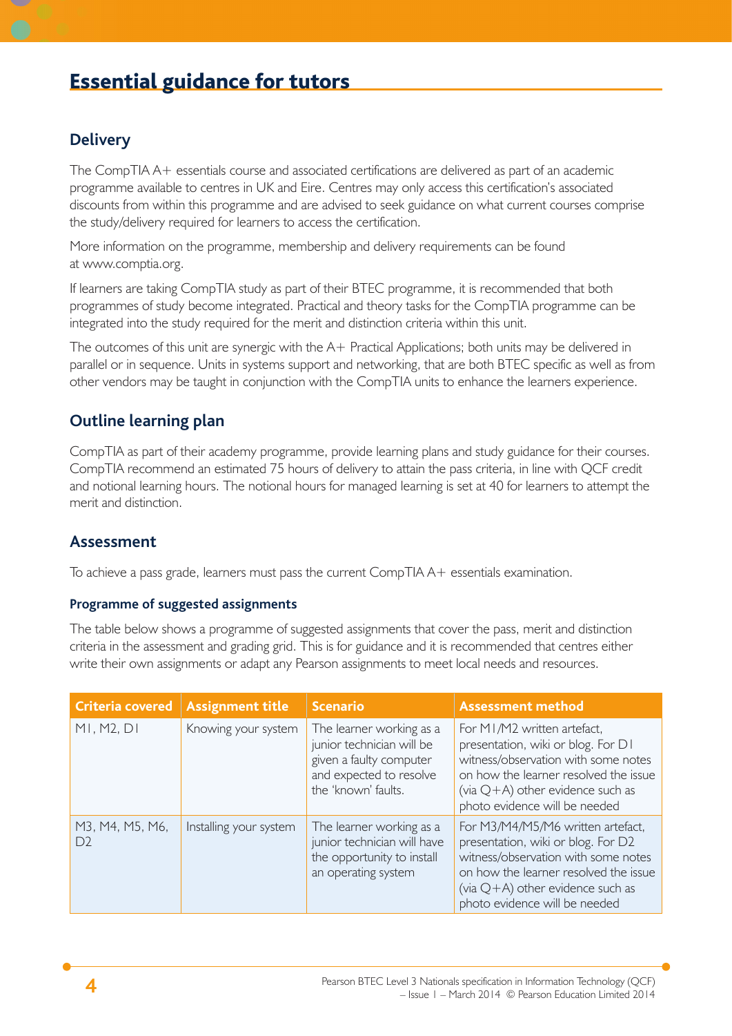# Essential guidance for tutors

## Delivery

The CompTIA A+ essentials course and associated certifications are delivered as part of an academic programme available to centres in UK and Eire. Centres may only access this certification's associated discounts from within this programme and are advised to seek guidance on what current courses comprise the study/delivery required for learners to access the certification.

More information on the programme, membership and delivery requirements can be found at www.comptia.org.

If learners are taking CompTIA study as part of their BTEC programme, it is recommended that both programmes of study become integrated. Practical and theory tasks for the CompTIA programme can be integrated into the study required for the merit and distinction criteria within this unit.

The outcomes of this unit are synergic with the A+ Practical Applications; both units may be delivered in parallel or in sequence. Units in systems support and networking, that are both BTEC specific as well as from other vendors may be taught in conjunction with the CompTIA units to enhance the learners experience.

## Outline learning plan

CompTIA as part of their academy programme, provide learning plans and study guidance for their courses. CompTIA recommend an estimated 75 hours of delivery to attain the pass criteria, in line with QCF credit and notional learning hours. The notional hours for managed learning is set at 40 for learners to attempt the merit and distinction.

## Assessment

To achieve a pass grade, learners must pass the current CompTIA A+ essentials examination.

### Programme of suggested assignments

The table below shows a programme of suggested assignments that cover the pass, merit and distinction criteria in the assessment and grading grid. This is for guidance and it is recommended that centres either write their own assignments or adapt any Pearson assignments to meet local needs and resources.

| Criteria covered | Assignment title | Scenario | Assessment method |
|---|---|---|---|
| M1, M2, D1 | Knowing your system | The learner working as a junior technician will be given a faulty computer and expected to resolve the 'known' faults. | For M1/M2 written artefact, presentation, wiki or blog. For D1 witness/observation with some notes on how the learner resolved the issue (via Q+A) other evidence such as photo evidence will be needed |
| M3, M4, M5, M6, D2 | Installing your system | The learner working as a junior technician will have the opportunity to install an operating system | For M3/M4/M5/M6 written artefact, presentation, wiki or blog. For D2 witness/observation with some notes on how the learner resolved the issue (via Q+A) other evidence such as photo evidence will be needed |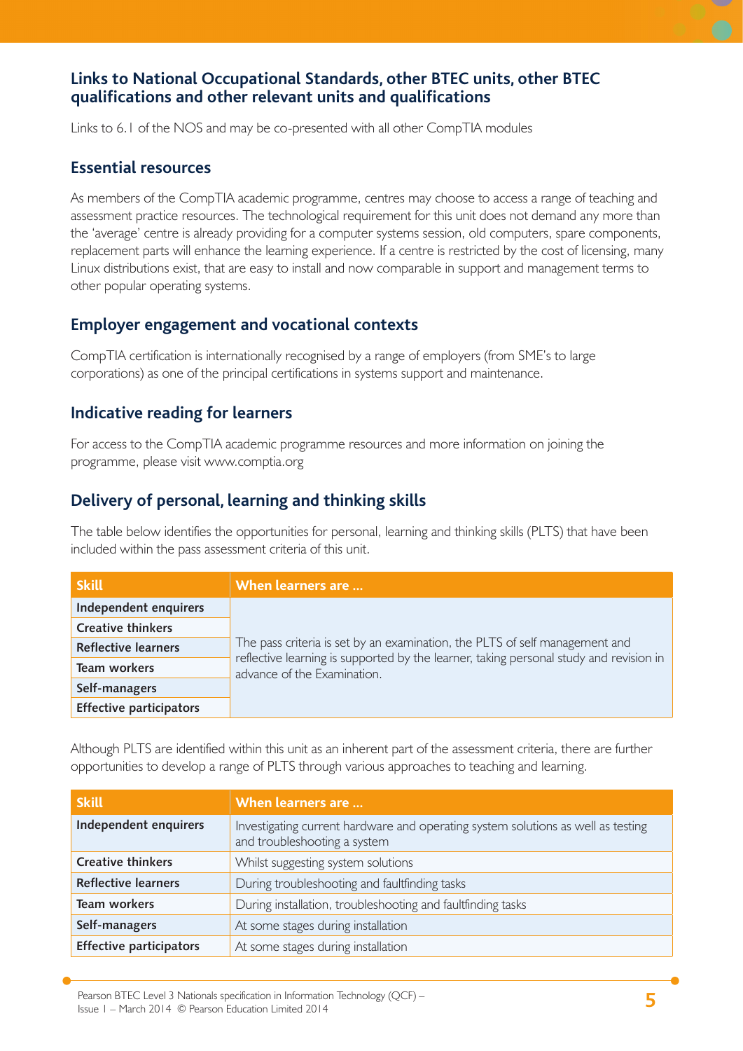## Links to National Occupational Standards, other BTEC units, other BTEC qualifications and other relevant units and qualifications

Links to 6.1 of the NOS and may be co-presented with all other CompTIA modules

## Essential resources

As members of the CompTIA academic programme, centres may choose to access a range of teaching and assessment practice resources. The technological requirement for this unit does not demand any more than the 'average' centre is already providing for a computer systems session, old computers, spare components, replacement parts will enhance the learning experience. If a centre is restricted by the cost of licensing, many Linux distributions exist, that are easy to install and now comparable in support and management terms to other popular operating systems.

## Employer engagement and vocational contexts

CompTIA certification is internationally recognised by a range of employers (from SME's to large corporations) as one of the principal certifications in systems support and maintenance.

## Indicative reading for learners

For access to the CompTIA academic programme resources and more information on joining the programme, please visit www.comptia.org

## Delivery of personal, learning and thinking skills

The table below identifies the opportunities for personal, learning and thinking skills (PLTS) that have been included within the pass assessment criteria of this unit.

| Skill | When learners are … |
|---|---|
| **Independent enquirers** | The pass criteria is set by an examination, the PLTS of self management and reflective learning is supported by the learner, taking personal study and revision in advance of the Examination. |
| **Creative thinkers** | |
| **Reflective learners** | |
| **Team workers** | |
| **Self-managers** | |
| **Effective participators** | |

Although PLTS are identified within this unit as an inherent part of the assessment criteria, there are further opportunities to develop a range of PLTS through various approaches to teaching and learning.

| Skill | When learners are … |
|---|---|
| **Independent enquirers** | Investigating current hardware and operating system solutions as well as testing and troubleshooting a system |
| **Creative thinkers** | Whilst suggesting system solutions |
| **Reflective learners** | During troubleshooting and faultfinding tasks |
| **Team workers** | During installation, troubleshooting and faultfinding tasks |
| **Self-managers** | At some stages during installation |
| **Effective participators** | At some stages during installation |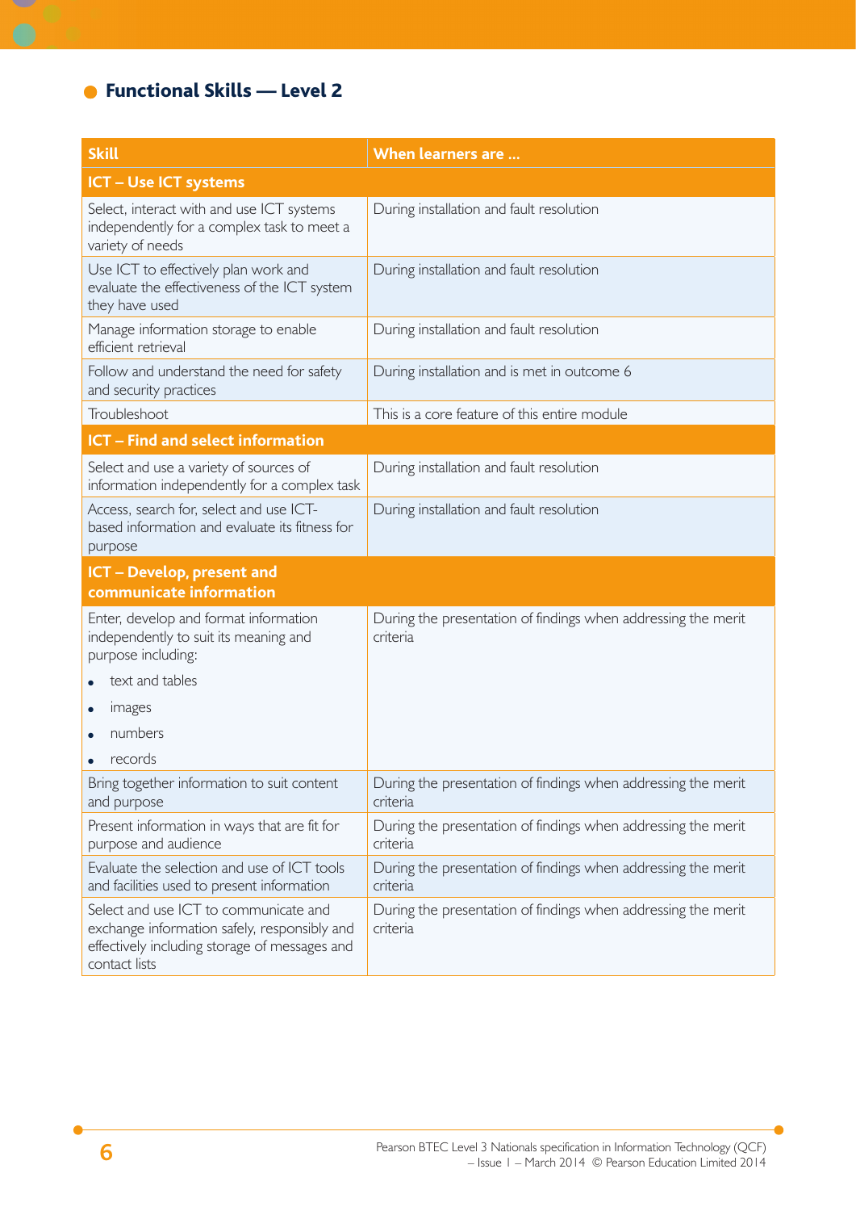## Functional Skills — Level 2

| Skill | When learners are … |
|---|---|
| **ICT – Use ICT systems** | |
| Select, interact with and use ICT systems independently for a complex task to meet a variety of needs | During installation and fault resolution |
| Use ICT to effectively plan work and evaluate the effectiveness of the ICT system they have used | During installation and fault resolution |
| Manage information storage to enable efficient retrieval | During installation and fault resolution |
| Follow and understand the need for safety and security practices | During installation and is met in outcome 6 |
| Troubleshoot | This is a core feature of this entire module |
| **ICT – Find and select information** | |
| Select and use a variety of sources of information independently for a complex task | During installation and fault resolution |
| Access, search for, select and use ICT-based information and evaluate its fitness for purpose | During installation and fault resolution |
| **ICT – Develop, present and communicate information** | |
| Enter, develop and format information independently to suit its meaning and purpose including:<br>• text and tables<br>• images<br>• numbers<br>• records | During the presentation of findings when addressing the merit criteria |
| Bring together information to suit content and purpose | During the presentation of findings when addressing the merit criteria |
| Present information in ways that are fit for purpose and audience | During the presentation of findings when addressing the merit criteria |
| Evaluate the selection and use of ICT tools and facilities used to present information | During the presentation of findings when addressing the merit criteria |
| Select and use ICT to communicate and exchange information safely, responsibly and effectively including storage of messages and contact lists | During the presentation of findings when addressing the merit criteria |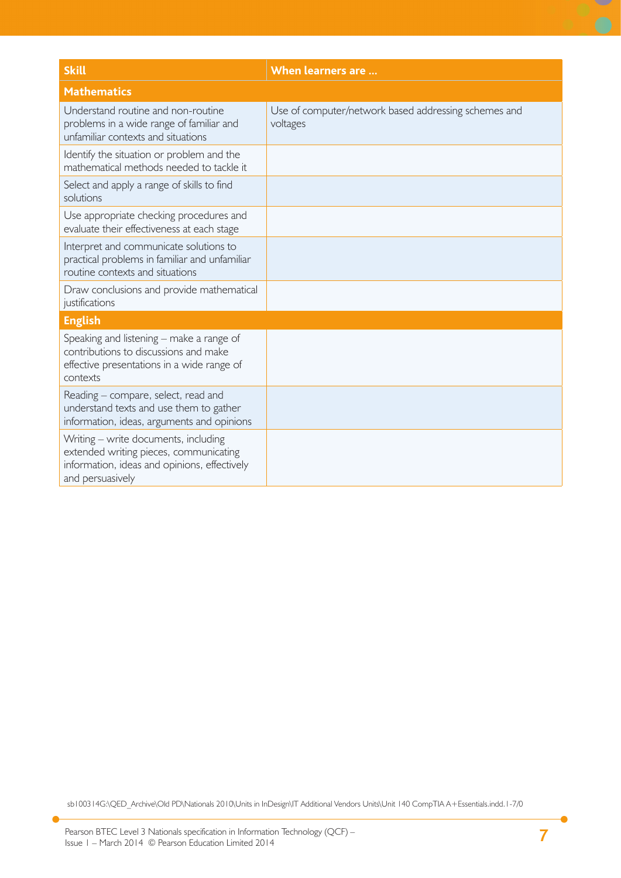| Skill | When learners are … |
|---|---|
| **Mathematics** | |
| Understand routine and non-routine problems in a wide range of familiar and unfamiliar contexts and situations | Use of computer/network based addressing schemes and voltages |
| Identify the situation or problem and the mathematical methods needed to tackle it | |
| Select and apply a range of skills to find solutions | |
| Use appropriate checking procedures and evaluate their effectiveness at each stage | |
| Interpret and communicate solutions to practical problems in familiar and unfamiliar routine contexts and situations | |
| Draw conclusions and provide mathematical justifications | |
| **English** | |
| Speaking and listening – make a range of contributions to discussions and make effective presentations in a wide range of contexts | |
| Reading – compare, select, read and understand texts and use them to gather information, ideas, arguments and opinions | |
| Writing – write documents, including extended writing pieces, communicating information, ideas and opinions, effectively and persuasively | |

sb100314G:\QED_Archive\Old PD\Nationals 2010\Units in InDesign\IT Additional Vendors Units\Unit 140 CompTIA A+Essentials.indd.1-7/0